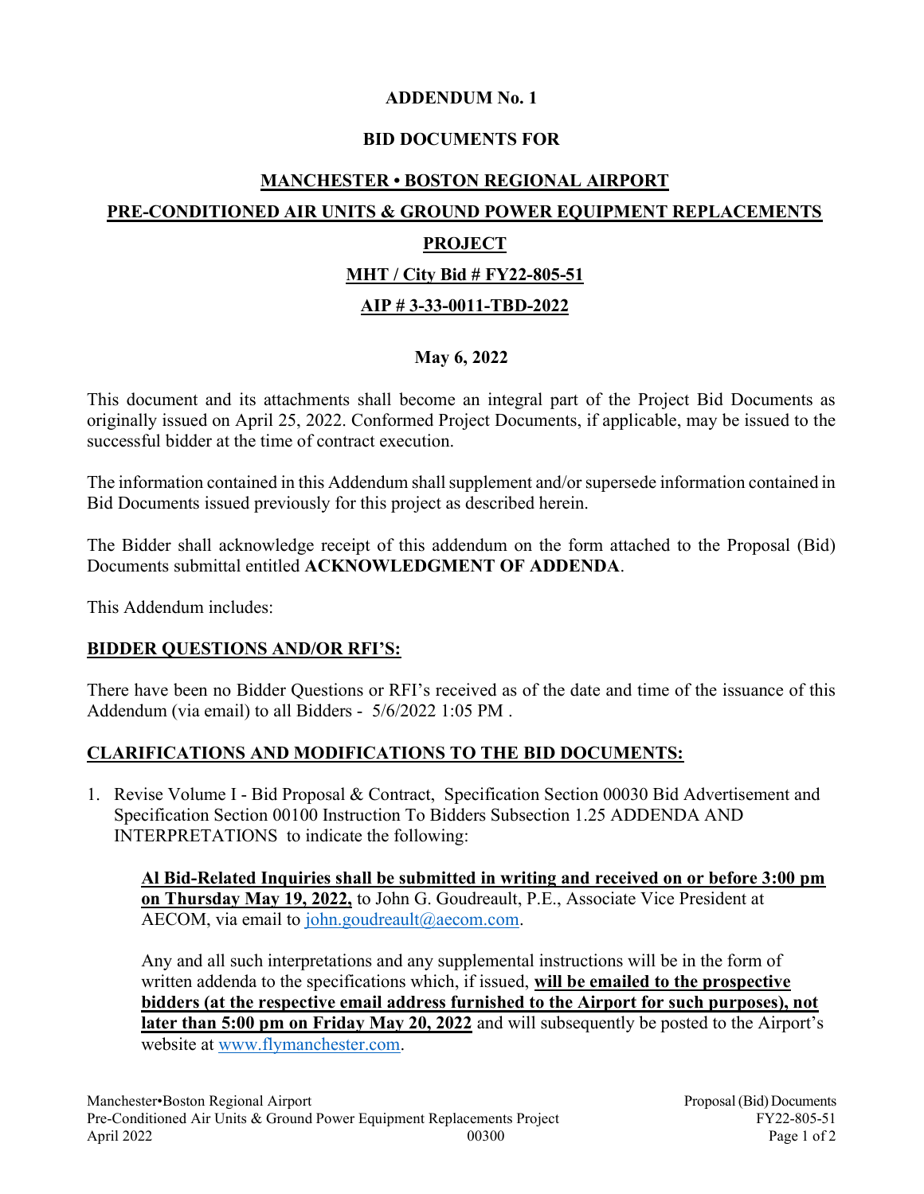# ADDENDUM No. 1

## BID DOCUMENTS FOR

## MANCHESTER • BOSTON REGIONAL AIRPORT

## PRE-CONDITIONED AIR UNITS & GROUND POWER EQUIPMENT REPLACEMENTS PROJECT

## MHT / City Bid # FY22-805-51

## AIP # 3-33-0011-TBD-2022

**May 6, 2022**

This document and its attachments shall become an integral part of the Project Bid Documents as originally issued on April 25, 2022. Conformed Project Documents, if applicable, may be issued to the successful bidder at the time of contract execution.

The information contained in this Addendum shall supplement and/or supersede information contained in Bid Documents issued previously for this project as described herein.

The Bidder shall acknowledge receipt of this addendum on the form attached to the Proposal (Bid) Documents submittal entitled **ACKNOWLEDGMENT OF ADDENDA**.

This Addendum includes:

**BIDDER QUESTIONS AND/OR RFI'S:**

There have been no Bidder Questions or RFI's received as of the date and time of the issuance of this Addendum (via email) to all Bidders - 5/6/2022 1:05 PM .

**CLARIFICATIONS AND MODIFICATIONS TO THE BID DOCUMENTS:**

1. Revise Volume I - Bid Proposal & Contract, Specification Section 00030 Bid Advertisement and Specification Section 00100 Instruction To Bidders Subsection 1.25 ADDENDA AND INTERPRETATIONS to indicate the following:

   **Al Bid-Related Inquiries shall be submitted in writing and received on or before 3:00 pm on Thursday May 19, 2022,** to John G. Goudreault, P.E., Associate Vice President at AECOM, via email to john.goudreault@aecom.com.

   Any and all such interpretations and any supplemental instructions will be in the form of written addenda to the specifications which, if issued, **will be emailed to the prospective bidders (at the respective email address furnished to the Airport for such purposes), not later than 5:00 pm on Friday May 20, 2022** and will subsequently be posted to the Airport's website at www.flymanchester.com.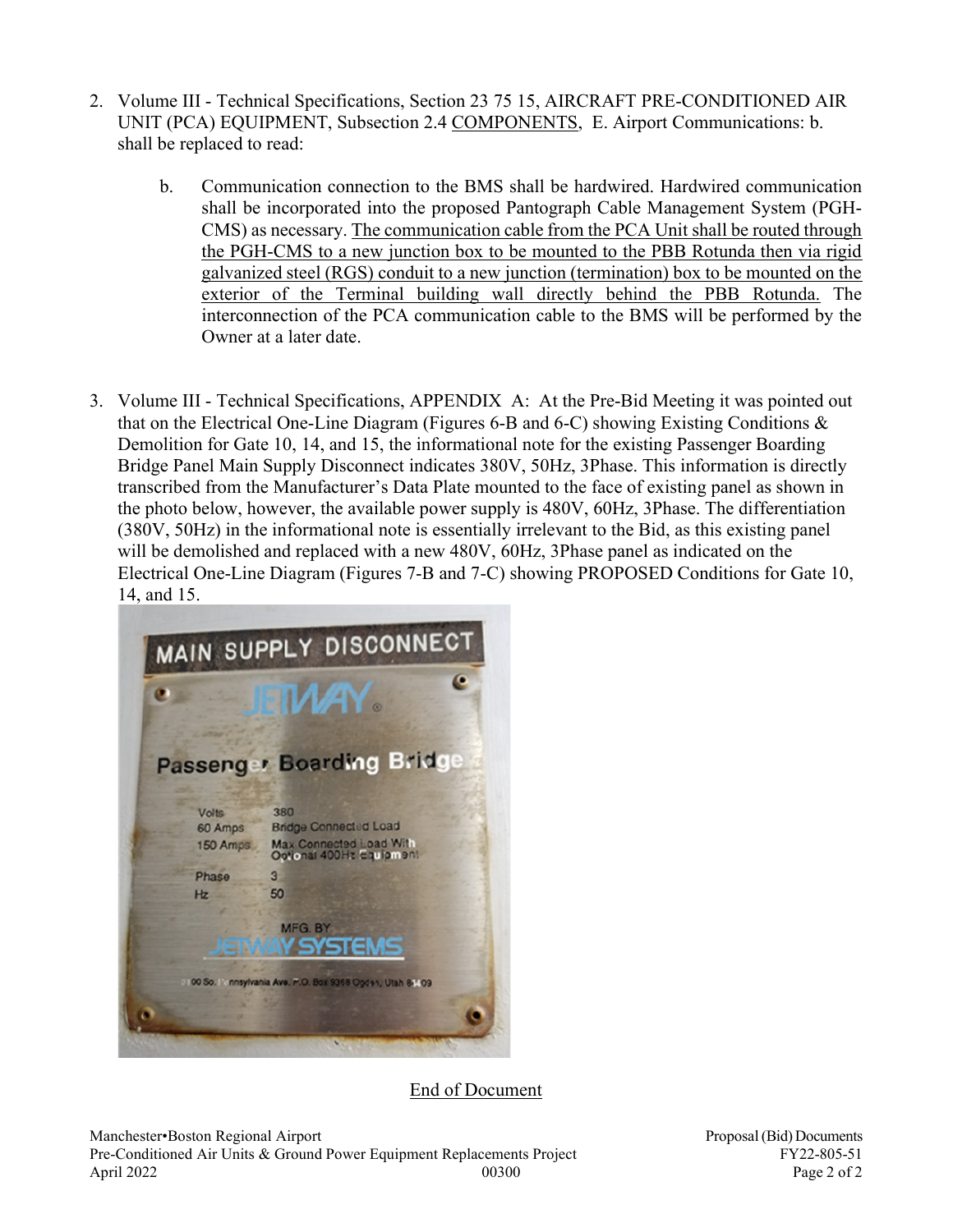2. Volume III - Technical Specifications, Section 23 75 15, AIRCRAFT PRE-CONDITIONED AIR UNIT (PCA) EQUIPMENT, Subsection 2.4 <u>COMPONENTS</u>, E. Airport Communications: b. shall be replaced to read:

   b. Communication connection to the BMS shall be hardwired. Hardwired communication shall be incorporated into the proposed Pantograph Cable Management System (PGH-CMS) as necessary. <u>The communication cable from the PCA Unit shall be routed through the PGH-CMS to a new junction box to be mounted to the PBB Rotunda then via rigid galvanized steel (RGS) conduit to a new junction (termination) box to be mounted on the exterior of the Terminal building wall directly behind the PBB Rotunda.</u> The interconnection of the PCA communication cable to the BMS will be performed by the Owner at a later date.

3. Volume III - Technical Specifications, APPENDIX A: At the Pre-Bid Meeting it was pointed out that on the Electrical One-Line Diagram (Figures 6-B and 6-C) showing Existing Conditions & Demolition for Gate 10, 14, and 15, the informational note for the existing Passenger Boarding Bridge Panel Main Supply Disconnect indicates 380V, 50Hz, 3Phase. This information is directly transcribed from the Manufacturer's Data Plate mounted to the face of existing panel as shown in the photo below, however, the available power supply is 480V, 60Hz, 3Phase. The differentiation (380V, 50Hz) in the informational note is essentially irrelevant to the Bid, as this existing panel will be demolished and replaced with a new 480V, 60Hz, 3Phase panel as indicated on the Electrical One-Line Diagram (Figures 7-B and 7-C) showing PROPOSED Conditions for Gate 10, 14, and 15.

<u>End of Document</u>